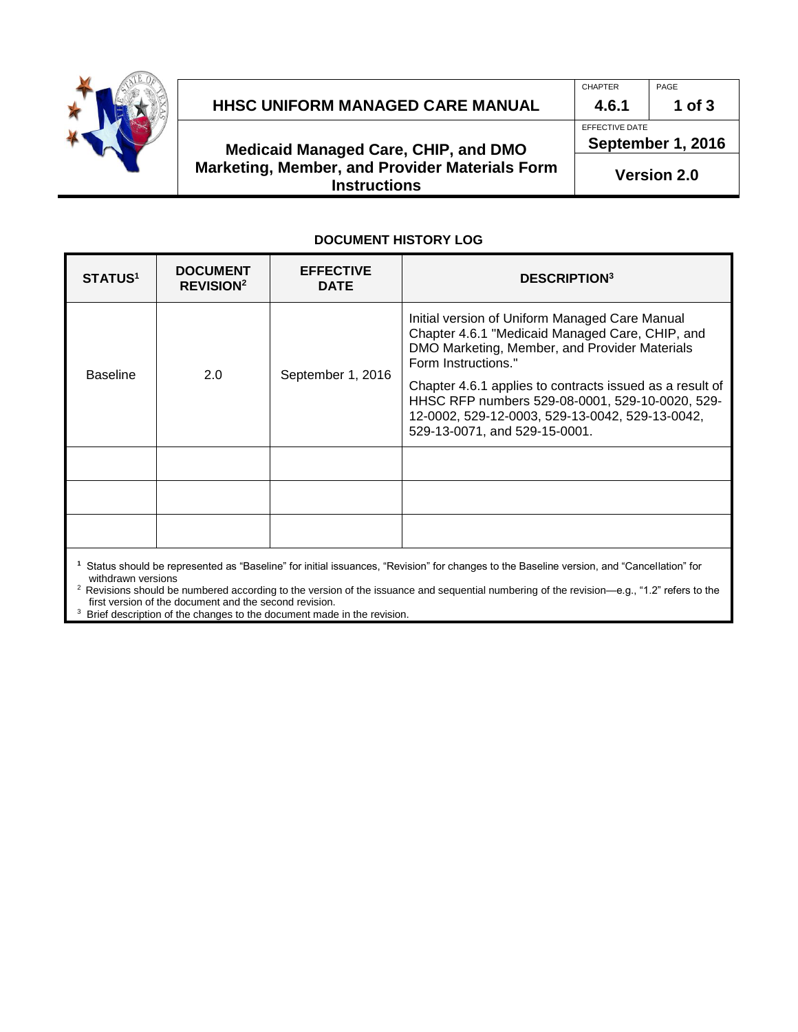# HHSC UNIFORM MANAGED CARE MANUAL

| CHAPTER | PAGE |
|---|---|
| **4.6.1** | **1 of 3** |

## Medicaid Managed Care, CHIP, and DMO Marketing, Member, and Provider Materials Form Instructions

EFFECTIVE DATE
**September 1, 2016**

**Version 2.0**

### DOCUMENT HISTORY LOG

| STATUS[1] | DOCUMENT REVISION[2] | EFFECTIVE DATE | DESCRIPTION[3] |
|---|---|---|---|
| Baseline | 2.0 | September 1, 2016 | Initial version of Uniform Managed Care Manual Chapter 4.6.1 "Medicaid Managed Care, CHIP, and DMO Marketing, Member, and Provider Materials Form Instructions." <br><br> Chapter 4.6.1 applies to contracts issued as a result of HHSC RFP numbers 529-08-0001, 529-10-0020, 529-12-0002, 529-12-0003, 529-13-0042, 529-13-0042, 529-13-0071, and 529-15-0001. |
| | | | |
| | | | |
| | | | |

[1] Status should be represented as "Baseline" for initial issuances, "Revision" for changes to the Baseline version, and "Cancellation" for withdrawn versions

[2] Revisions should be numbered according to the version of the issuance and sequential numbering of the revision—e.g., "1.2" refers to the first version of the document and the second revision.

[3] Brief description of the changes to the document made in the revision.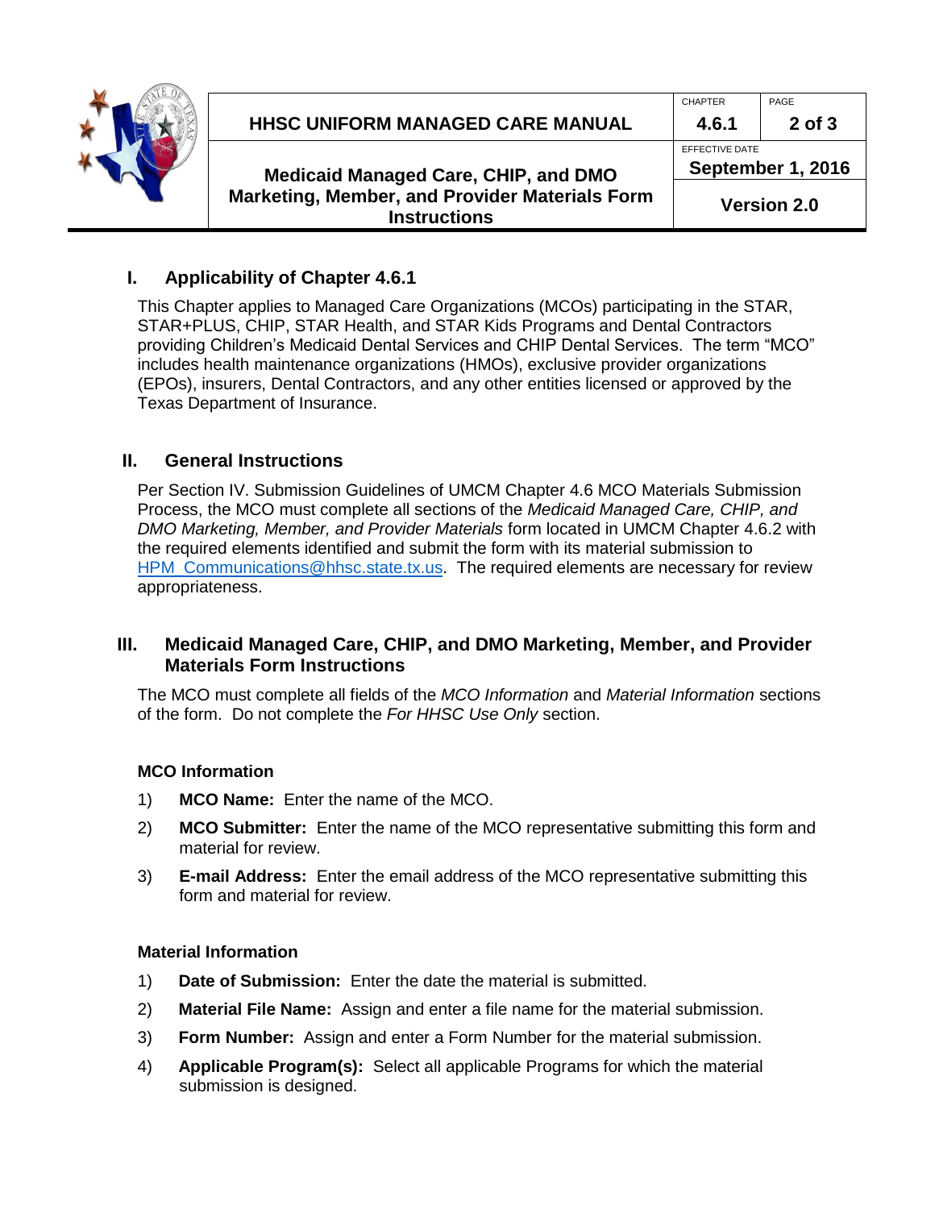## I. Applicability of Chapter 4.6.1

This Chapter applies to Managed Care Organizations (MCOs) participating in the STAR, STAR+PLUS, CHIP, STAR Health, and STAR Kids Programs and Dental Contractors providing Children's Medicaid Dental Services and CHIP Dental Services. The term "MCO" includes health maintenance organizations (HMOs), exclusive provider organizations (EPOs), insurers, Dental Contractors, and any other entities licensed or approved by the Texas Department of Insurance.

## II. General Instructions

Per Section IV. Submission Guidelines of UMCM Chapter 4.6 MCO Materials Submission Process, the MCO must complete all sections of the *Medicaid Managed Care, CHIP, and DMO Marketing, Member, and Provider Materials* form located in UMCM Chapter 4.6.2 with the required elements identified and submit the form with its material submission to HPM_Communications@hhsc.state.tx.us. The required elements are necessary for review appropriateness.

## III. Medicaid Managed Care, CHIP, and DMO Marketing, Member, and Provider Materials Form Instructions

The MCO must complete all fields of the *MCO Information* and *Material Information* sections of the form. Do not complete the *For HHSC Use Only* section.

### MCO Information

1) **MCO Name:** Enter the name of the MCO.
2) **MCO Submitter:** Enter the name of the MCO representative submitting this form and material for review.
3) **E-mail Address:** Enter the email address of the MCO representative submitting this form and material for review.

### Material Information

1) **Date of Submission:** Enter the date the material is submitted.
2) **Material File Name:** Assign and enter a file name for the material submission.
3) **Form Number:** Assign and enter a Form Number for the material submission.
4) **Applicable Program(s):** Select all applicable Programs for which the material submission is designed.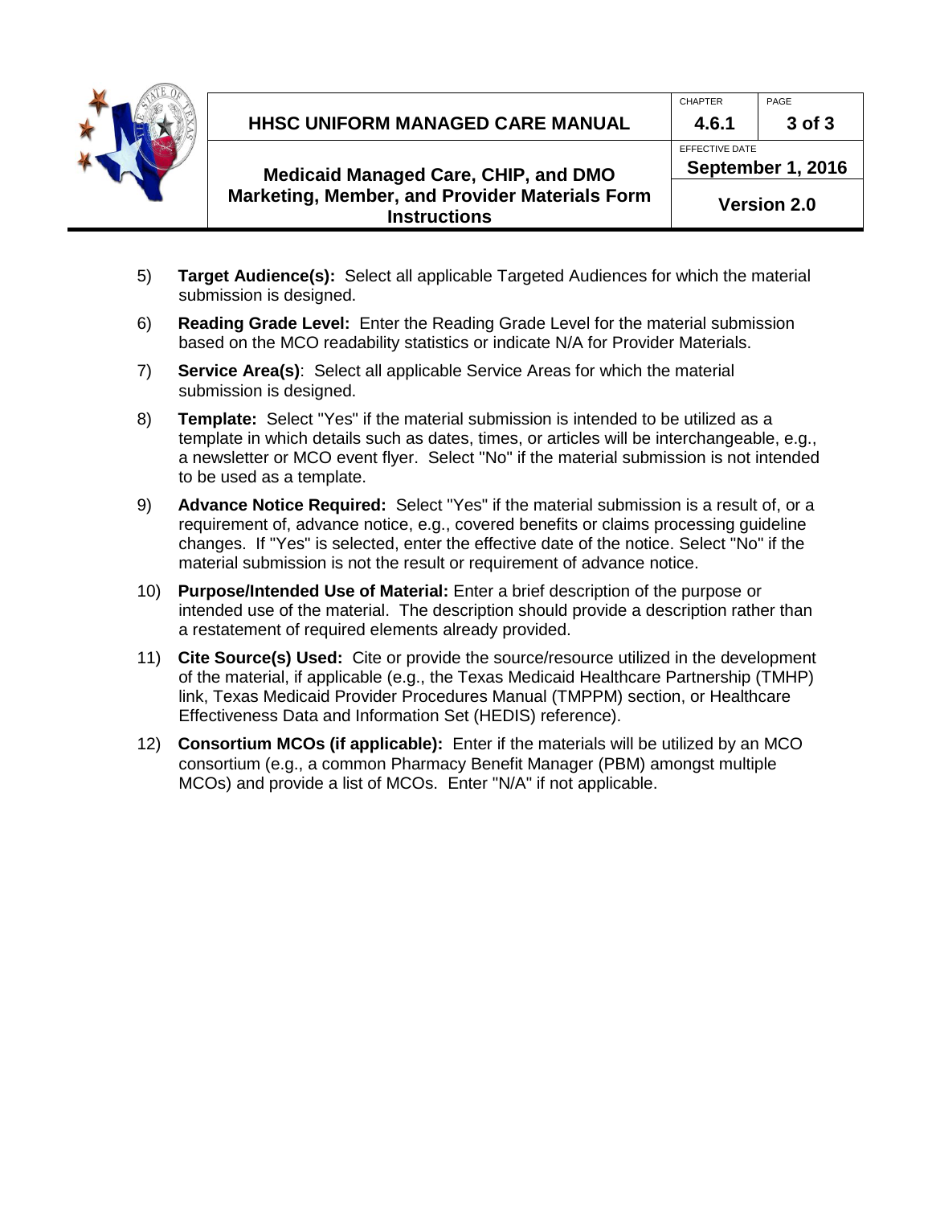5) **Target Audience(s):** Select all applicable Targeted Audiences for which the material submission is designed.

6) **Reading Grade Level:** Enter the Reading Grade Level for the material submission based on the MCO readability statistics or indicate N/A for Provider Materials.

7) **Service Area(s)**: Select all applicable Service Areas for which the material submission is designed.

8) **Template:** Select "Yes" if the material submission is intended to be utilized as a template in which details such as dates, times, or articles will be interchangeable, e.g., a newsletter or MCO event flyer. Select "No" if the material submission is not intended to be used as a template.

9) **Advance Notice Required:** Select "Yes" if the material submission is a result of, or a requirement of, advance notice, e.g., covered benefits or claims processing guideline changes. If "Yes" is selected, enter the effective date of the notice. Select "No" if the material submission is not the result or requirement of advance notice.

10) **Purpose/Intended Use of Material:** Enter a brief description of the purpose or intended use of the material. The description should provide a description rather than a restatement of required elements already provided.

11) **Cite Source(s) Used:** Cite or provide the source/resource utilized in the development of the material, if applicable (e.g., the Texas Medicaid Healthcare Partnership (TMHP) link, Texas Medicaid Provider Procedures Manual (TMPPM) section, or Healthcare Effectiveness Data and Information Set (HEDIS) reference).

12) **Consortium MCOs (if applicable):** Enter if the materials will be utilized by an MCO consortium (e.g., a common Pharmacy Benefit Manager (PBM) amongst multiple MCOs) and provide a list of MCOs. Enter "N/A" if not applicable.